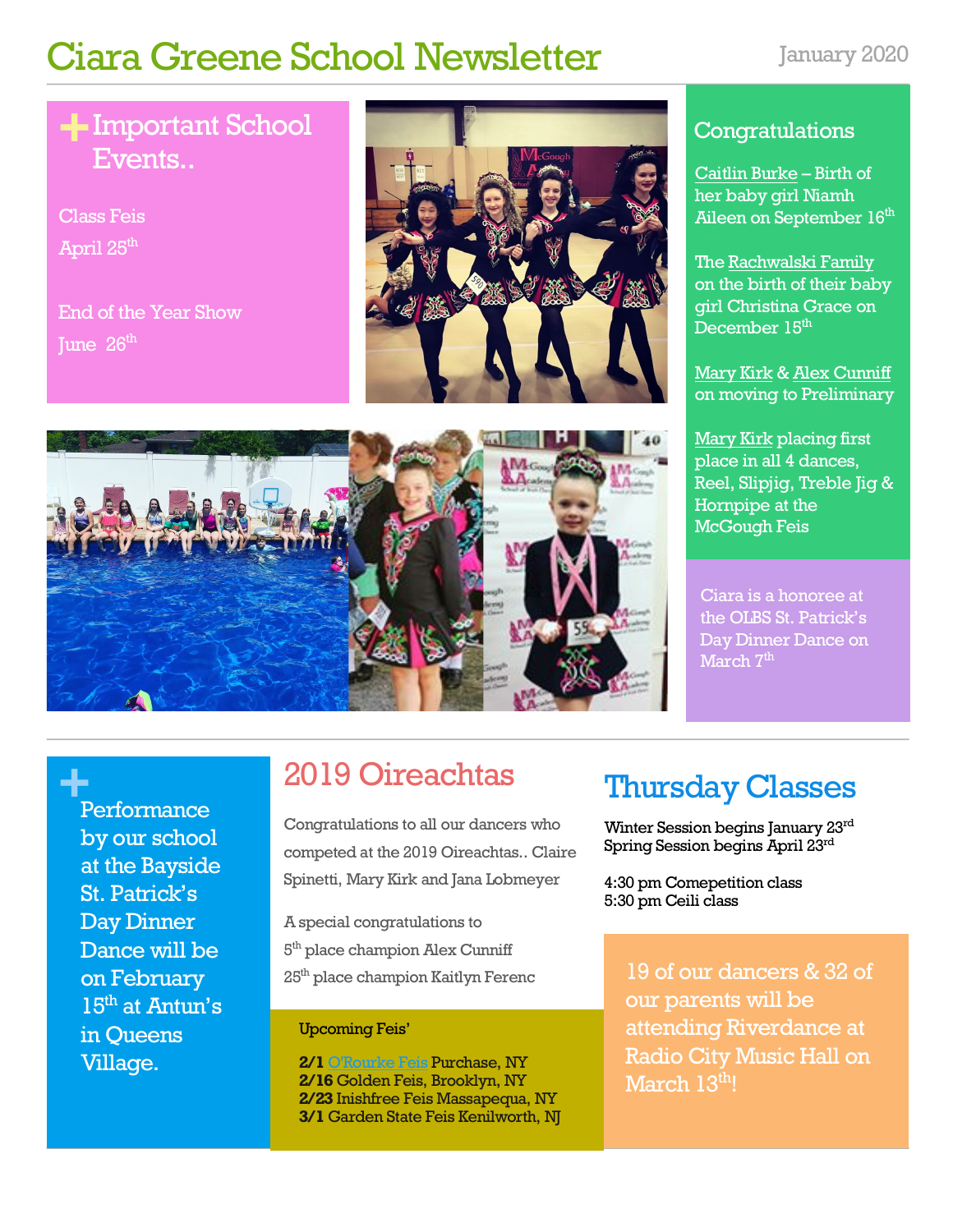# Ciara Greene School Newsletter

January 2020

## Important School Events..

Class Feis
April 25th

End of the Year Show
June 26th

## Congratulations

Caitlin Burke – Birth of her baby girl Niamh Aileen on September 16th

The Rachwalski Family on the birth of their baby girl Christina Grace on December 15th

Mary Kirk & Alex Cunniff on moving to Preliminary

Mary Kirk placing first place in all 4 dances, Reel, Slipjig, Treble Jig & Hornpipe at the McGough Feis

Ciara is a honoree at the OLBS St. Patrick's Day Dinner Dance on March 7th

Performance by our school at the Bayside St. Patrick's Day Dinner Dance will be on February 15th at Antun's in Queens Village.

## 2019 Oireachtas

Congratulations to all our dancers who competed at the 2019 Oireachtas.. Claire Spinetti, Mary Kirk and Jana Lobmeyer

A special congratulations to
5th place champion Alex Cunniff
25th place champion Kaitlyn Ferenc

Upcoming Feis'

**2/1** O'Rourke Feis Purchase, NY
**2/16** Golden Feis, Brooklyn, NY
**2/23** Inishfree Feis Massapequa, NY
**3/1** Garden State Feis Kenilworth, NJ

## Thursday Classes

Winter Session begins January 23rd
Spring Session begins April 23rd

4:30 pm Comepetition class
5:30 pm Ceili class

19 of our dancers & 32 of our parents will be attending Riverdance at Radio City Music Hall on March 13th!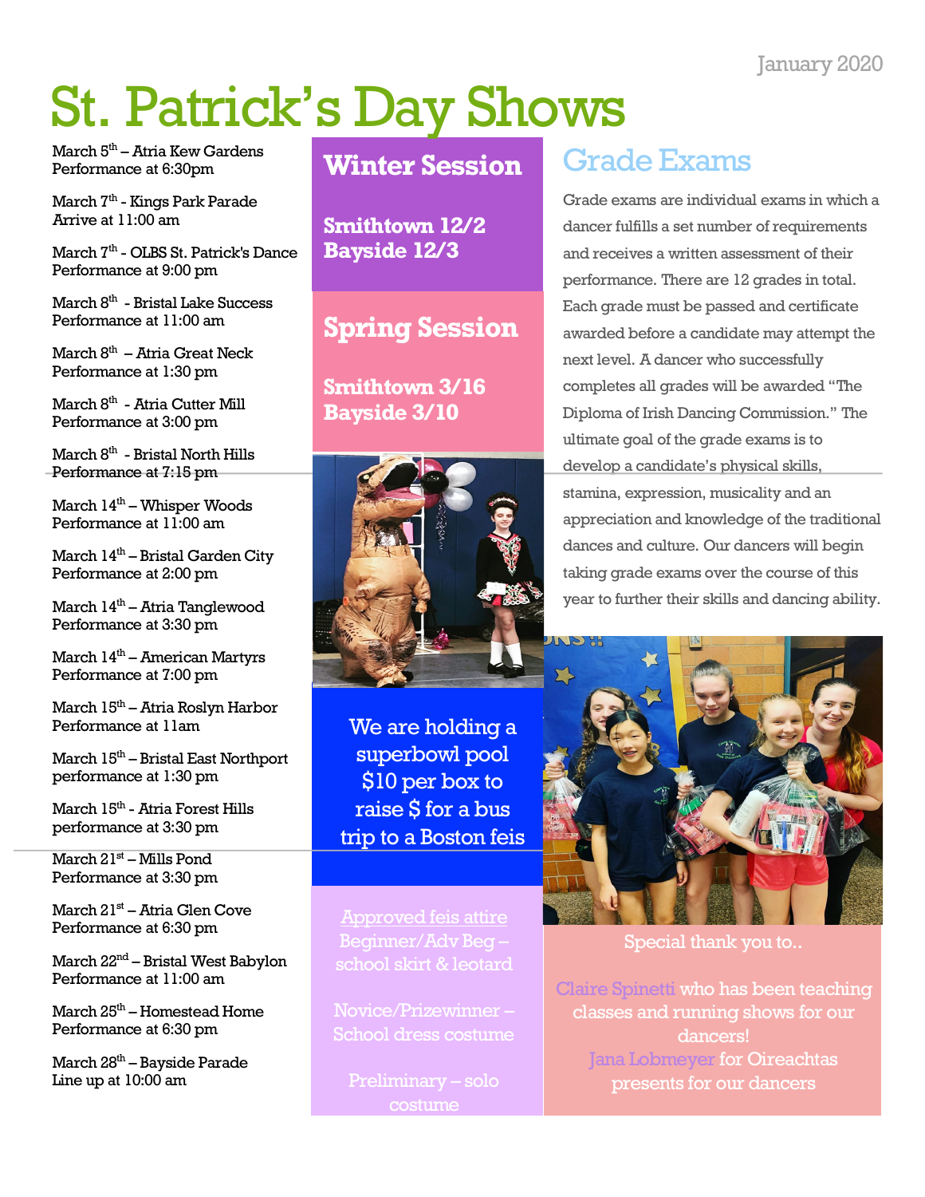January 2020

# St. Patrick's Day Shows

March 5th – Atria Kew Gardens
Performance at 6:30pm

March 7th - Kings Park Parade
Arrive at 11:00 am

March 7th - OLBS St. Patrick's Dance
Performance at 9:00 pm

March 8th - Bristal Lake Success
Performance at 11:00 am

March 8th – Atria Great Neck
Performance at 1:30 pm

March 8th - Atria Cutter Mill
Performance at 3:00 pm

March 8th - Bristal North Hills
Performance at 7:15 pm

March 14th – Whisper Woods
Performance at 11:00 am

March 14th – Bristal Garden City
Performance at 2:00 pm

March 14th – Atria Tanglewood
Performance at 3:30 pm

March 14th – American Martyrs
Performance at 7:00 pm

March 15th – Atria Roslyn Harbor
Performance at 11am

March 15th – Bristal East Northport
performance at 1:30 pm

March 15th - Atria Forest Hills
performance at 3:30 pm

March 21st – Mills Pond
Performance at 3:30 pm

March 21st – Atria Glen Cove
Performance at 6:30 pm

March 22nd – Bristal West Babylon
Performance at 11:00 am

March 25th – Homestead Home
Performance at 6:30 pm

March 28th – Bayside Parade
Line up at 10:00 am

## Winter Session

**Smithtown 12/2**
**Bayside 12/3**

## Spring Session

**Smithtown 3/16**
**Bayside 3/10**

We are holding a superbowl pool $10 per box to raise $ for a bus trip to a Boston feis

Approved feis attire

Beginner/Adv Beg – school skirt & leotard

Novice/Prizewinner – School dress costume

Preliminary – solo costume

## Grade Exams

Grade exams are individual exams in which a dancer fulfills a set number of requirements and receives a written assessment of their performance. There are 12 grades in total. Each grade must be passed and certificate awarded before a candidate may attempt the next level. A dancer who successfully completes all grades will be awarded "The Diploma of Irish Dancing Commission." The ultimate goal of the grade exams is to develop a candidate's physical skills, stamina, expression, musicality and an appreciation and knowledge of the traditional dances and culture. Our dancers will begin taking grade exams over the course of this year to further their skills and dancing ability.

Special thank you to..

Claire Spinetti who has been teaching classes and running shows for our dancers!

Jana Lobmeyer for Oireachtas presents for our dancers